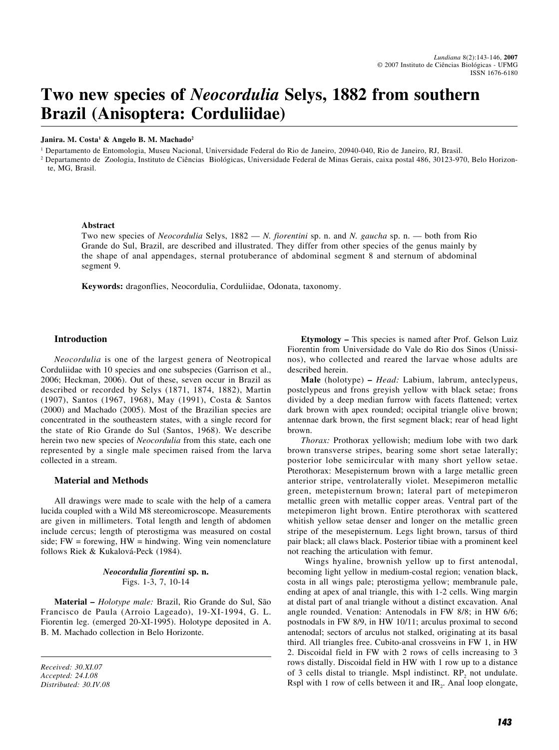# Two new species of *Neocordulia* Selys, 1882 from southern Brazil (Anisoptera: Corduliidae)

**Janira. M. Costa[1] & Angelo B. M. Machado[2]**

[1] Departamento de Entomologia, Museu Nacional, Universidade Federal do Rio de Janeiro, 20940-040, Rio de Janeiro, RJ, Brasil.

[2] Departamento de Zoologia, Instituto de Ciências Biológicas, Universidade Federal de Minas Gerais, caixa postal 486, 30123-970, Belo Horizonte, MG, Brasil.

### Abstract

Two new species of *Neocordulia* Selys, 1882 — *N. fiorentini* sp. n. and *N. gaucha* sp. n. — both from Rio Grande do Sul, Brazil, are described and illustrated. They differ from other species of the genus mainly by the shape of anal appendages, sternal protuberance of abdominal segment 8 and sternum of abdominal segment 9.

**Keywords:** dragonflies, Neocordulia, Corduliidae, Odonata, taxonomy.

## Introduction

*Neocordulia* is one of the largest genera of Neotropical Corduliidae with 10 species and one subspecies (Garrison et al., 2006; Heckman, 2006). Out of these, seven occur in Brazil as described or recorded by Selys (1871, 1874, 1882), Martin (1907), Santos (1967, 1968), May (1991), Costa & Santos (2000) and Machado (2005). Most of the Brazilian species are concentrated in the southeastern states, with a single record for the state of Rio Grande do Sul (Santos, 1968). We describe herein two new species of *Neocordulia* from this state, each one represented by a single male specimen raised from the larva collected in a stream.

## Material and Methods

All drawings were made to scale with the help of a camera lucida coupled with a Wild M8 stereomicroscope. Measurements are given in millimeters. Total length and length of abdomen include cercus; length of pterostigma was measured on costal side; FW = forewing, HW = hindwing. Wing vein nomenclature follows Riek & Kukalová-Peck (1984).

### *Neocordulia fiorentini* sp. n.

Figs. 1-3, 7, 10-14

**Material –** *Holotype male:* Brazil, Rio Grande do Sul, São Francisco de Paula (Arroio Lageado), 19-XI-1994, G. L. Fiorentin leg. (emerged 20-XI-1995). Holotype deposited in A. B. M. Machado collection in Belo Horizonte.

*Received: 30.XI.07*
*Accepted: 24.I.08*
*Distributed: 30.IV.08*

**Etymology –** This species is named after Prof. Gelson Luiz Fiorentin from Universidade do Vale do Rio dos Sinos (Unissinos), who collected and reared the larvae whose adults are described herein.

**Male** (holotype) **–** *Head:* Labium, labrum, anteclypeus, postclypeus and frons greyish yellow with black setae; frons divided by a deep median furrow with facets flattened; vertex dark brown with apex rounded; occipital triangle olive brown; antennae dark brown, the first segment black; rear of head light brown.

*Thorax:* Prothorax yellowish; medium lobe with two dark brown transverse stripes, bearing some short setae laterally; posterior lobe semicircular with many short yellow setae. Pterothorax: Mesepisternum brown with a large metallic green anterior stripe, ventrolaterally violet. Mesepimeron metallic green, metepisternum brown; lateral part of metepimeron metallic green with metallic copper areas. Ventral part of the metepimeron light brown. Entire pterothorax with scattered whitish yellow setae denser and longer on the metallic green stripe of the mesepisternum. Legs light brown, tarsus of third pair black; all claws black. Posterior tibiae with a prominent keel not reaching the articulation with femur.

Wings hyaline, brownish yellow up to first antenodal, becoming light yellow in medium-costal region; venation black, costa in all wings pale; pterostigma yellow; membranule pale, ending at apex of anal triangle, this with 1-2 cells. Wing margin at distal part of anal triangle without a distinct excavation. Anal angle rounded. Venation: Antenodals in FW 8/8; in HW 6/6; postnodals in FW 8/9, in HW 10/11; arculus proximal to second antenodal; sectors of arculus not stalked, originating at its basal third. All triangles free. Cubito-anal crossveins in FW 1, in HW 2. Discoidal field in FW with 2 rows of cells increasing to 3 rows distally. Discoidal field in HW with 1 row up to a distance of 3 cells distal to triangle. Mspl indistinct. $RP_2$ not undulate. Rspl with 1 row of cells between it and $IR_2$. Anal loop elongate,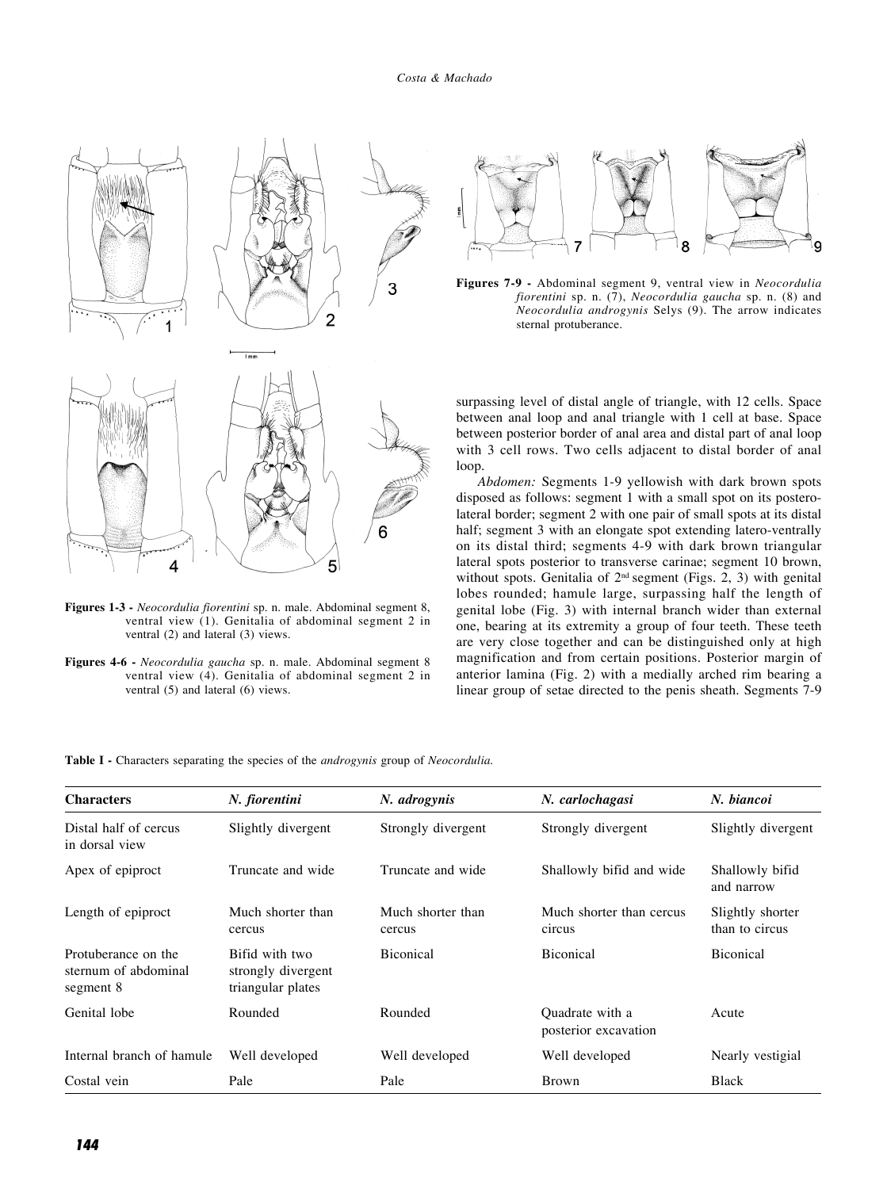Figures 1-3 - *Neocordulia fiorentini* sp. n. male. Abdominal segment 8, ventral view (1). Genitalia of abdominal segment 2 in ventral (2) and lateral (3) views.

Figures 4-6 - *Neocordulia gaucha* sp. n. male. Abdominal segment 8 ventral view (4). Genitalia of abdominal segment 2 in ventral (5) and lateral (6) views.

Figures 7-9 - Abdominal segment 9, ventral view in *Neocordulia fiorentini* sp. n. (7), *Neocordulia gaucha* sp. n. (8) and *Neocordulia androgynis* Selys (9). The arrow indicates sternal protuberance.

surpassing level of distal angle of triangle, with 12 cells. Space between anal loop and anal triangle with 1 cell at base. Space between posterior border of anal area and distal part of anal loop with 3 cell rows. Two cells adjacent to distal border of anal loop.

*Abdomen:* Segments 1-9 yellowish with dark brown spots disposed as follows: segment 1 with a small spot on its postero-lateral border; segment 2 with one pair of small spots at its distal half; segment 3 with an elongate spot extending latero-ventrally on its distal third; segments 4-9 with dark brown triangular lateral spots posterior to transverse carinae; segment 10 brown, without spots. Genitalia of 2nd segment (Figs. 2, 3) with genital lobes rounded; hamule large, surpassing half the length of genital lobe (Fig. 3) with internal branch wider than external one, bearing at its extremity a group of four teeth. These teeth are very close together and can be distinguished only at high magnification and from certain positions. Posterior margin of anterior lamina (Fig. 2) with a medially arched rim bearing a linear group of setae directed to the penis sheath. Segments 7-9

**Table I** - Characters separating the species of the *androgynis* group of *Neocordulia*.

| Characters | *N. fiorentini* | *N. adrogynis* | *N. carlochagasi* | *N. biancoi* |
|---|---|---|---|---|
| Distal half of cercus in dorsal view | Slightly divergent | Strongly divergent | Strongly divergent | Slightly divergent |
| Apex of epiproct | Truncate and wide | Truncate and wide | Shallowly bifid and wide | Shallowly bifid and narrow |
| Length of epiproct | Much shorter than cercus | Much shorter than cercus | Much shorter than cercus circus | Slightly shorter than to circus |
| Protuberance on the sternum of abdominal segment 8 | Bifid with two strongly divergent triangular plates | Biconical | Biconical | Biconical |
| Genital lobe | Rounded | Rounded | Quadrate with a posterior excavation | Acute |
| Internal branch of hamule | Well developed | Well developed | Well developed | Nearly vestigial |
| Costal vein | Pale | Pale | Brown | Black |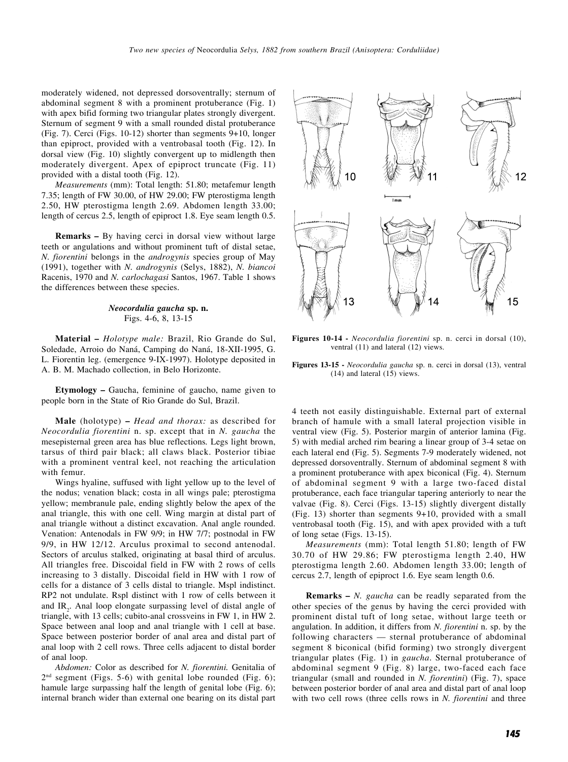moderately widened, not depressed dorsoventrally; sternum of abdominal segment 8 with a prominent protuberance (Fig. 1) with apex bifid forming two triangular plates strongly divergent. Sternum of segment 9 with a small rounded distal protuberance (Fig. 7). Cerci (Figs. 10-12) shorter than segments 9+10, longer than epiproct, provided with a ventrobasal tooth (Fig. 12). In dorsal view (Fig. 10) slightly convergent up to midlength then moderately divergent. Apex of epiproct truncate (Fig. 11) provided with a distal tooth (Fig. 12).

*Measurements* (mm): Total length: 51.80; metafemur length 7.35; length of FW 30.00, of HW 29.00; FW pterostigma length 2.50, HW pterostigma length 2.69. Abdomen length 33.00; length of cercus 2.5, length of epiproct 1.8. Eye seam length 0.5.

**Remarks –** By having cerci in dorsal view without large teeth or angulations and without prominent tuft of distal setae, *N. fiorentini* belongs in the *androgynis* species group of May (1991), together with *N. androgynis* (Selys, 1882), *N. biancoi* Racenis, 1970 and *N. carlochagasi* Santos, 1967. Table 1 shows the differences between these species.

### *Neocordulia gaucha* sp. n.

Figs. 4-6, 8, 13-15

**Material –** *Holotype male:* Brazil, Rio Grande do Sul, Soledade, Arroio do Naná, Camping do Naná, 18-XII-1995, G. L. Fiorentin leg. (emergence 9-IX-1997). Holotype deposited in A. B. M. Machado collection, in Belo Horizonte.

**Etymology –** Gaucha, feminine of gaucho, name given to people born in the State of Rio Grande do Sul, Brazil.

**Male** (holotype) **–** *Head and thorax:* as described for *Neocordulia fiorentini* n. sp. except that in *N. gaucha* the mesepisternal green area has blue reflections. Legs light brown, tarsus of third pair black; all claws black. Posterior tibiae with a prominent ventral keel, not reaching the articulation with femur.

Wings hyaline, suffused with light yellow up to the level of the nodus; venation black; costa in all wings pale; pterostigma yellow; membranule pale, ending slightly below the apex of the anal triangle, this with one cell. Wing margin at distal part of anal triangle without a distinct excavation. Anal angle rounded. Venation: Antenodals in FW 9/9; in HW 7/7; postnodal in FW 9/9, in HW 12/12. Arculus proximal to second antenodal. Sectors of arculus stalked, originating at basal third of arculus. All triangles free. Discoidal field in FW with 2 rows of cells increasing to 3 distally. Discoidal field in HW with 1 row of cells for a distance of 3 cells distal to triangle. Mspl indistinct. RP2 not undulate. Rspl distinct with 1 row of cells between it and $IR_2$. Anal loop elongate surpassing level of distal angle of triangle, with 13 cells; cubito-anal crossveins in FW 1, in HW 2. Space between anal loop and anal triangle with 1 cell at base. Space between posterior border of anal area and distal part of anal loop with 2 cell rows. Three cells adjacent to distal border of anal loop.

*Abdomen:* Color as described for *N. fiorentini.* Genitalia of 2nd segment (Figs. 5-6) with genital lobe rounded (Fig. 6); hamule large surpassing half the length of genital lobe (Fig. 6); internal branch wider than external one bearing on its distal part 4 teeth not easily distinguishable. External part of external branch of hamule with a small lateral projection visible in ventral view (Fig. 5). Posterior margin of anterior lamina (Fig. 5) with medial arched rim bearing a linear group of 3-4 setae on each lateral end (Fig. 5). Segments 7-9 moderately widened, not depressed dorsoventrally. Sternum of abdominal segment 8 with a prominent protuberance with apex biconical (Fig. 4). Sternum of abdominal segment 9 with a large two-faced distal protuberance, each face triangular tapering anteriorly to near the valvae (Fig. 8). Cerci (Figs. 13-15) slightly divergent distally (Fig. 13) shorter than segments 9+10, provided with a small ventrobasal tooth (Fig. 15), and with apex provided with a tuft of long setae (Figs. 13-15).

*Measurements* (mm): Total length 51.80; length of FW 30.70 of HW 29.86; FW pterostigma length 2.40, HW pterostigma length 2.60. Abdomen length 33.00; length of cercus 2.7, length of epiproct 1.6. Eye seam length 0.6.

**Remarks –** *N. gaucha* can be readly separated from the other species of the genus by having the cerci provided with prominent distal tuft of long setae, without large teeth or angulation. In addition, it differs from *N. fiorentini* n. sp. by the following characters — sternal protuberance of abdominal segment 8 biconical (bifid forming) two strongly divergent triangular plates (Fig. 1) in *gaucha*. Sternal protuberance of abdominal segment 9 (Fig. 8) large, two-faced each face triangular (small and rounded in *N. fiorentini*) (Fig. 7), space between posterior border of anal area and distal part of anal loop with two cell rows (three cells rows in *N. fiorentini* and three

10 11 12

1mm

13 14 15

**Figures 10-14 -** *Neocordulia fiorentini* sp. n. cerci in dorsal (10), ventral (11) and lateral (12) views.

**Figures 13-15 -** *Neocordulia gaucha* sp. n. cerci in dorsal (13), ventral (14) and lateral (15) views.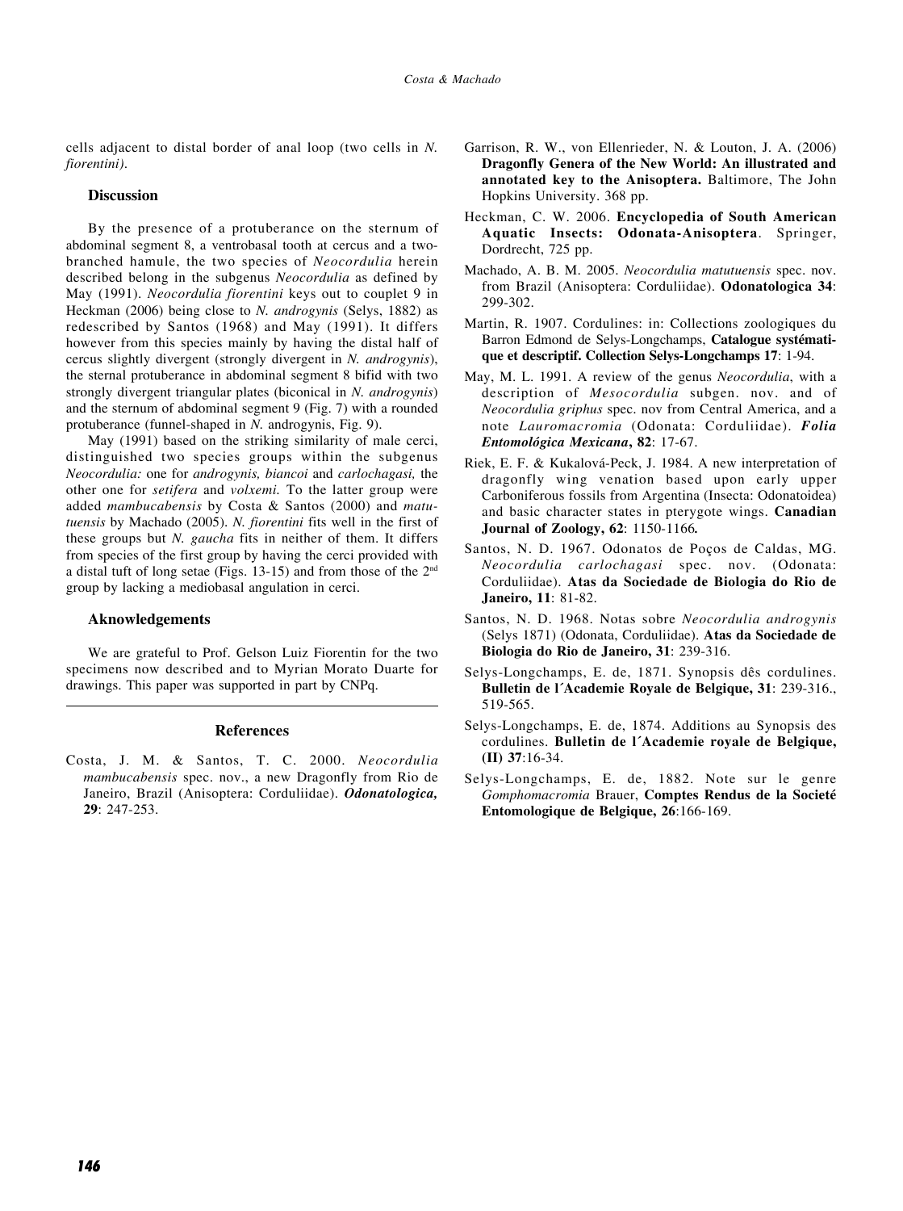cells adjacent to distal border of anal loop (two cells in *N. fiorentini)*.

## Discussion

By the presence of a protuberance on the sternum of abdominal segment 8, a ventrobasal tooth at cercus and a two-branched hamule, the two species of *Neocordulia* herein described belong in the subgenus *Neocordulia* as defined by May (1991). *Neocordulia fiorentini* keys out to couplet 9 in Heckman (2006) being close to *N. androgynis* (Selys, 1882) as redescribed by Santos (1968) and May (1991). It differs however from this species mainly by having the distal half of cercus slightly divergent (strongly divergent in *N. androgynis*), the sternal protuberance in abdominal segment 8 bifid with two strongly divergent triangular plates (biconical in *N. androgynis*) and the sternum of abdominal segment 9 (Fig. 7) with a rounded protuberance (funnel-shaped in *N.* androgynis, Fig. 9).

May (1991) based on the striking similarity of male cerci, distinguished two species groups within the subgenus *Neocordulia:* one for *androgynis, biancoi* and *carlochagasi,* the other one for *setifera* and *volxemi.* To the latter group were added *mambucabensis* by Costa & Santos (2000) and *matutuensis* by Machado (2005). *N. fiorentini* fits well in the first of these groups but *N. gaucha* fits in neither of them. It differs from species of the first group by having the cerci provided with a distal tuft of long setae (Figs. 13-15) and from those of the 2nd group by lacking a mediobasal angulation in cerci.

## Aknowledgements

We are grateful to Prof. Gelson Luiz Fiorentin for the two specimens now described and to Myrian Morato Duarte for drawings. This paper was supported in part by CNPq.

## References

Costa, J. M. & Santos, T. C. 2000. *Neocordulia mambucabensis* spec. nov., a new Dragonfly from Rio de Janeiro, Brazil (Anisoptera: Corduliidae). ***Odonatologica,* 29**: 247-253.

Garrison, R. W., von Ellenrieder, N. & Louton, J. A. (2006) **Dragonfly Genera of the New World: An illustrated and annotated key to the Anisoptera.** Baltimore, The John Hopkins University. 368 pp.

Heckman, C. W. 2006. **Encyclopedia of South American Aquatic Insects: Odonata-Anisoptera**. Springer, Dordrecht, 725 pp.

Machado, A. B. M. 2005. *Neocordulia matutuensis* spec. nov. from Brazil (Anisoptera: Corduliidae). **Odonatologica 34**: 299-302.

Martin, R. 1907. Cordulines: in: Collections zoologiques du Barron Edmond de Selys-Longchamps, **Catalogue systématique et descriptif. Collection Selys-Longchamps 17**: 1-94.

May, M. L. 1991. A review of the genus *Neocordulia*, with a description of *Mesocordulia* subgen. nov. and of *Neocordulia griphus* spec. nov from Central America, and a note *Lauromacromia* (Odonata: Corduliidae). ***Folia Entomológica Mexicana*, 82**: 17-67.

Riek, E. F. & Kukalová-Peck, J. 1984. A new interpretation of dragonfly wing venation based upon early upper Carboniferous fossils from Argentina (Insecta: Odonatoidea) and basic character states in pterygote wings. **Canadian Journal of Zoology, 62**: 1150-1166**.**

Santos, N. D. 1967. Odonatos de Poços de Caldas, MG. *Neocordulia carlochagasi* spec. nov. (Odonata: Corduliidae). **Atas da Sociedade de Biologia do Rio de Janeiro, 11**: 81-82.

Santos, N. D. 1968. Notas sobre *Neocordulia androgynis* (Selys 1871) (Odonata, Corduliidae). **Atas da Sociedade de Biologia do Rio de Janeiro, 31**: 239-316.

Selys-Longchamps, E. de, 1871. Synopsis dês cordulines. **Bulletin de l´Academie Royale de Belgique, 31**: 239-316., 519-565.

Selys-Longchamps, E. de, 1874. Additions au Synopsis des cordulines. **Bulletin de l´Academie royale de Belgique, (II) 37**:16-34.

Selys-Longchamps, E. de, 1882. Note sur le genre *Gomphomacromia* Brauer, **Comptes Rendus de la Societé Entomologique de Belgique, 26**:166-169.